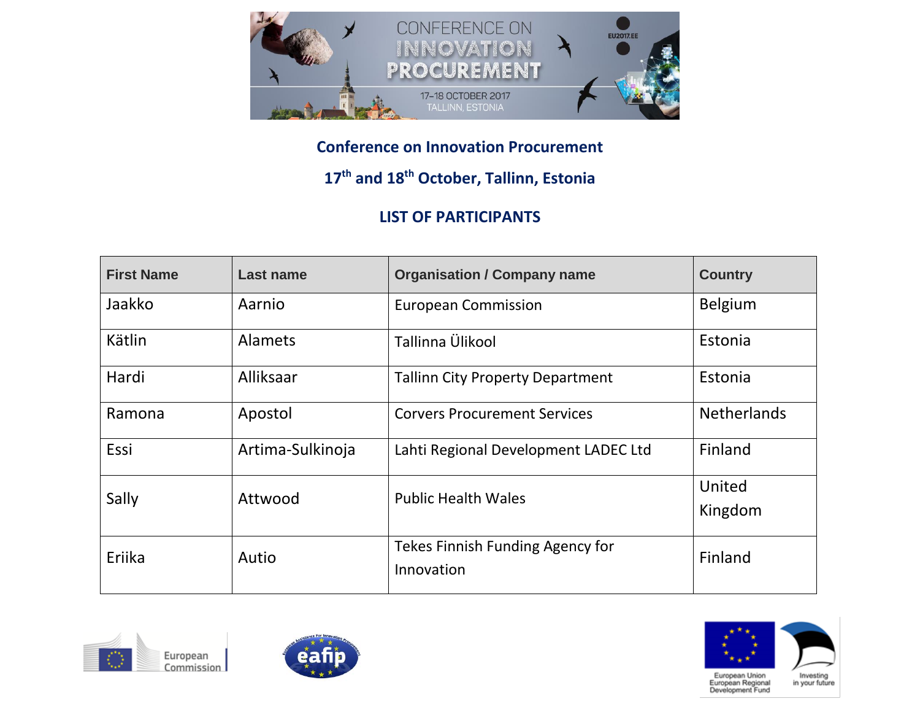**Conference on Innovation Procurement**

**17th and 18th October, Tallinn, Estonia**

**LIST OF PARTICIPANTS**

| First Name | Last name | Organisation / Company name | Country |
| --- | --- | --- | --- |
| Jaakko | Aarnio | European Commission | Belgium |
| Kätlin | Alamets | Tallinna Ülikool | Estonia |
| Hardi | Alliksaar | Tallinn City Property Department | Estonia |
| Ramona | Apostol | Corvers Procurement Services | Netherlands |
| Essi | Artima-Sulkinoja | Lahti Regional Development LADEC Ltd | Finland |
| Sally | Attwood | Public Health Wales | United Kingdom |
| Eriika | Autio | Tekes Finnish Funding Agency for Innovation | Finland |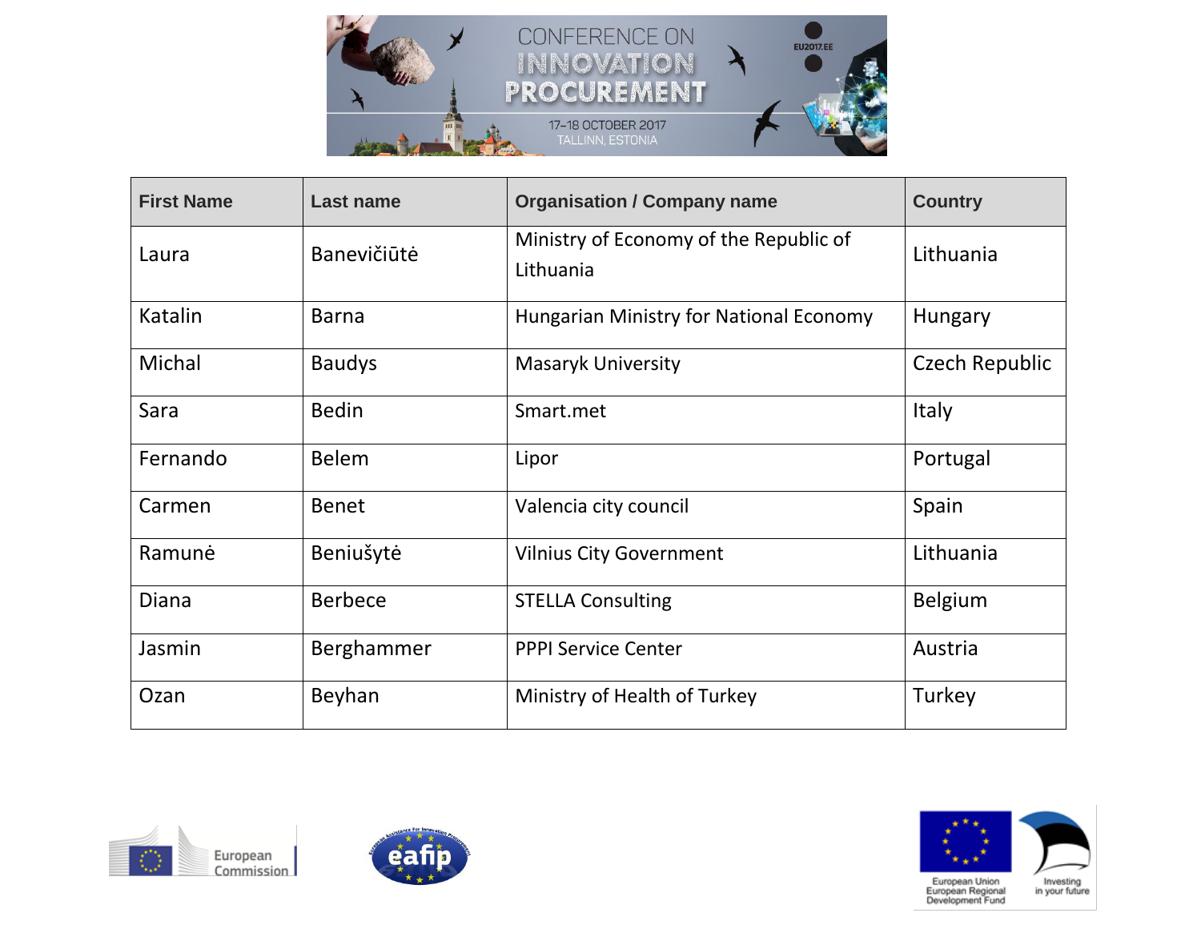| First Name | Last name | Organisation / Company name | Country |
|---|---|---|---|
| Laura | Banevičiūtė | Ministry of Economy of the Republic of Lithuania | Lithuania |
| Katalin | Barna | Hungarian Ministry for National Economy | Hungary |
| Michal | Baudys | Masaryk University | Czech Republic |
| Sara | Bedin | Smart.met | Italy |
| Fernando | Belem | Lipor | Portugal |
| Carmen | Benet | Valencia city council | Spain |
| Ramunė | Beniušytė | Vilnius City Government | Lithuania |
| Diana | Berbece | STELLA Consulting | Belgium |
| Jasmin | Berghammer | PPPI Service Center | Austria |
| Ozan | Beyhan | Ministry of Health of Turkey | Turkey |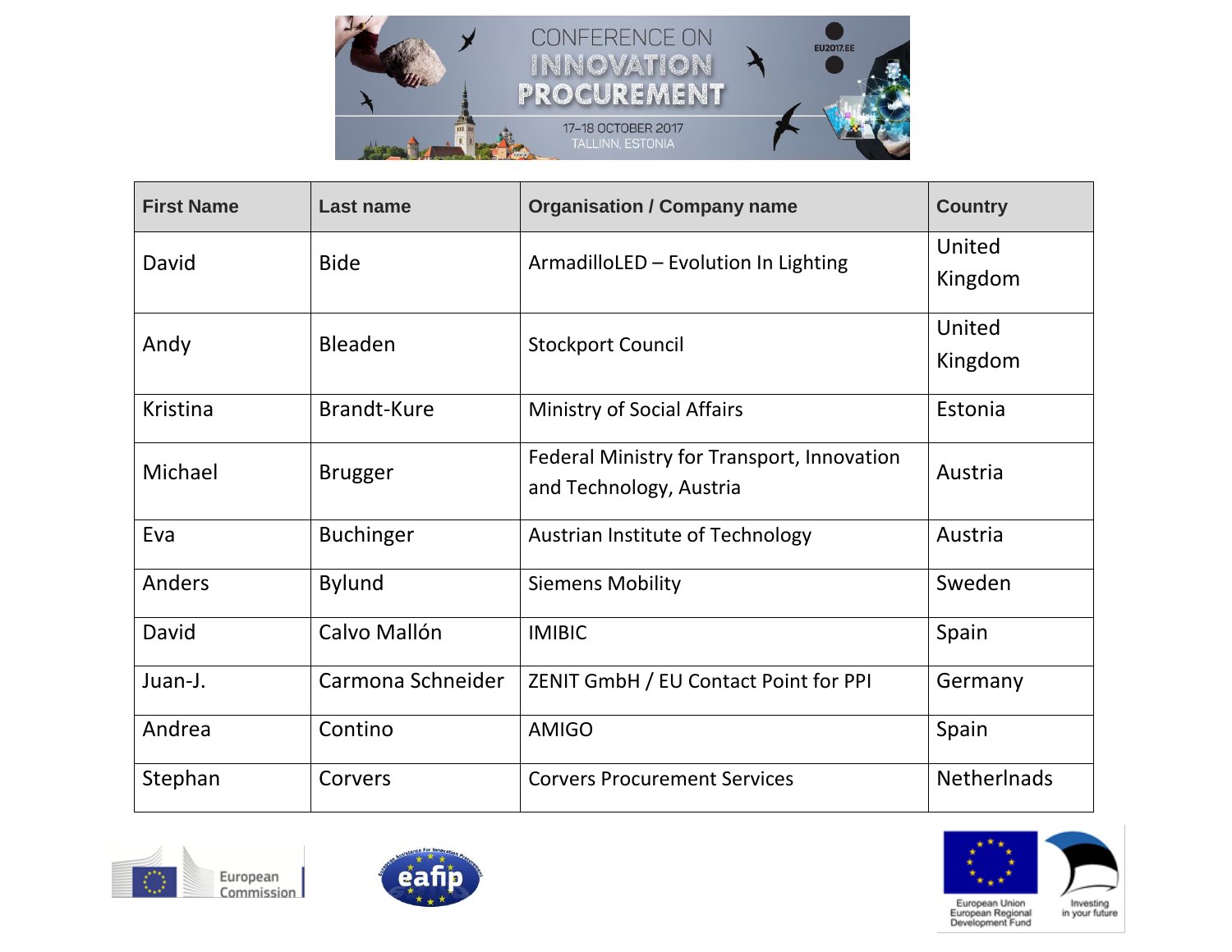| First Name | Last name | Organisation / Company name | Country |
|---|---|---|---|
| David | Bide | ArmadilloLED – Evolution In Lighting | United Kingdom |
| Andy | Bleaden | Stockport Council | United Kingdom |
| Kristina | Brandt-Kure | Ministry of Social Affairs | Estonia |
| Michael | Brugger | Federal Ministry for Transport, Innovation and Technology, Austria | Austria |
| Eva | Buchinger | Austrian Institute of Technology | Austria |
| Anders | Bylund | Siemens Mobility | Sweden |
| David | Calvo Mallón | IMIBIC | Spain |
| Juan-J. | Carmona Schneider | ZENIT GmbH / EU Contact Point for PPI | Germany |
| Andrea | Contino | AMIGO | Spain |
| Stephan | Corvers | Corvers Procurement Services | Netherlnads |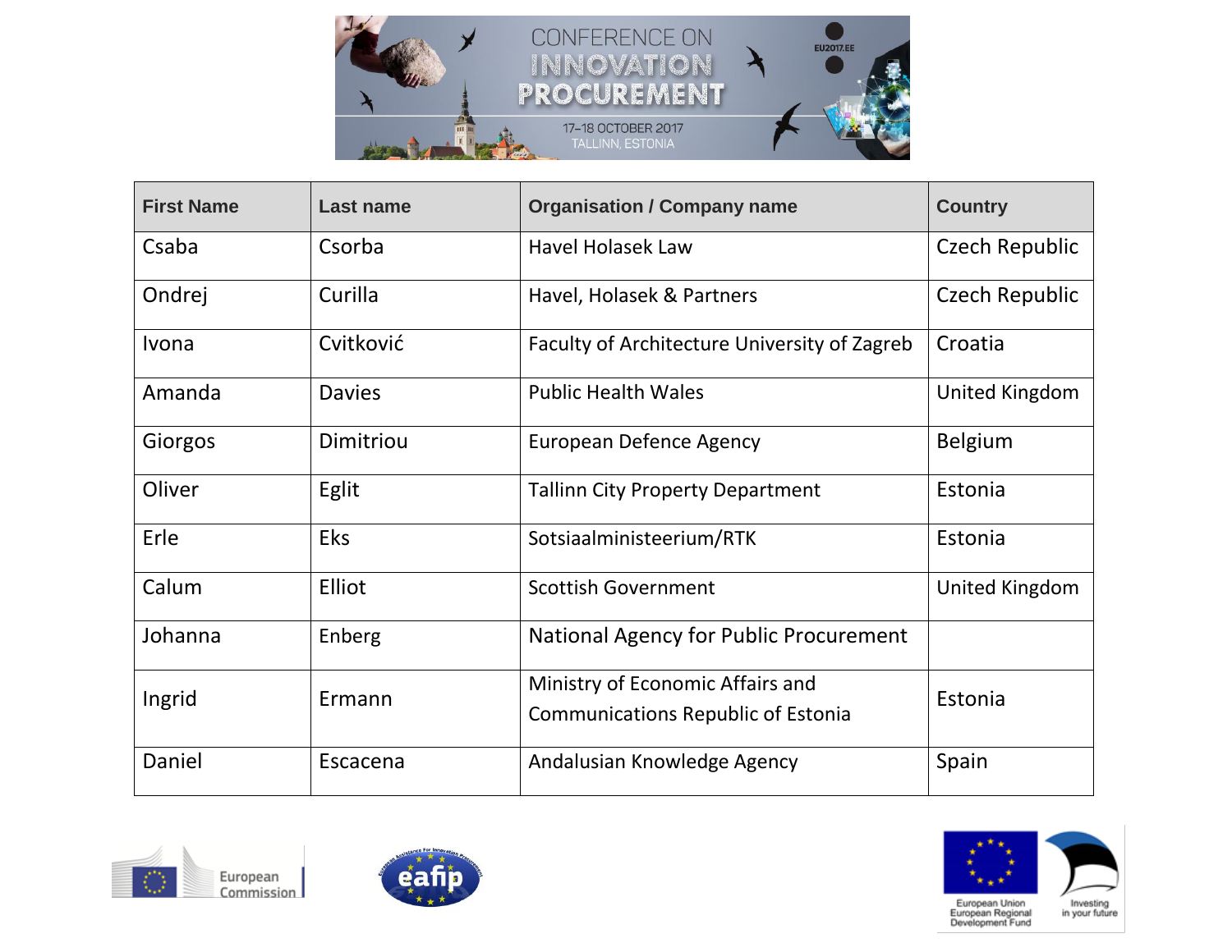| First Name | Last name | Organisation / Company name | Country |
|---|---|---|---|
| Csaba | Csorba | Havel Holasek Law | Czech Republic |
| Ondrej | Curilla | Havel, Holasek & Partners | Czech Republic |
| Ivona | Cvitković | Faculty of Architecture University of Zagreb | Croatia |
| Amanda | Davies | Public Health Wales | United Kingdom |
| Giorgos | Dimitriou | European Defence Agency | Belgium |
| Oliver | Eglit | Tallinn City Property Department | Estonia |
| Erle | Eks | Sotsiaalministeerium/RTK | Estonia |
| Calum | Elliot | Scottish Government | United Kingdom |
| Johanna | Enberg | National Agency for Public Procurement | |
| Ingrid | Ermann | Ministry of Economic Affairs and Communications Republic of Estonia | Estonia |
| Daniel | Escacena | Andalusian Knowledge Agency | Spain |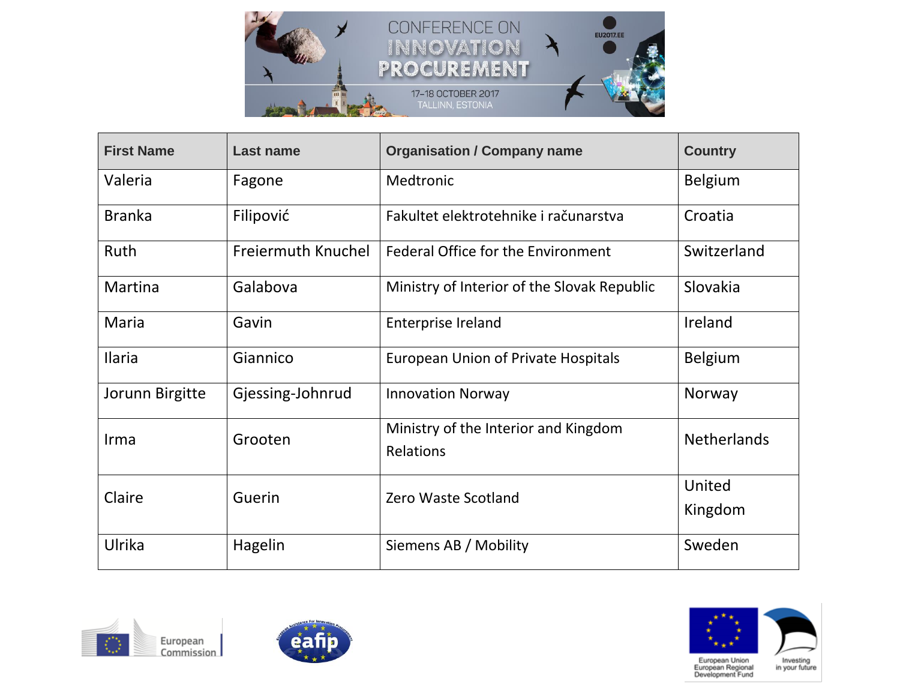| First Name | Last name | Organisation / Company name | Country |
|---|---|---|---|
| Valeria | Fagone | Medtronic | Belgium |
| Branka | Filipović | Fakultet elektrotehnike i računarstva | Croatia |
| Ruth | Freiermuth Knuchel | Federal Office for the Environment | Switzerland |
| Martina | Galabova | Ministry of Interior of the Slovak Republic | Slovakia |
| Maria | Gavin | Enterprise Ireland | Ireland |
| Ilaria | Giannico | European Union of Private Hospitals | Belgium |
| Jorunn Birgitte | Gjessing-Johnrud | Innovation Norway | Norway |
| Irma | Grooten | Ministry of the Interior and Kingdom Relations | Netherlands |
| Claire | Guerin | Zero Waste Scotland | United Kingdom |
| Ulrika | Hagelin | Siemens AB / Mobility | Sweden |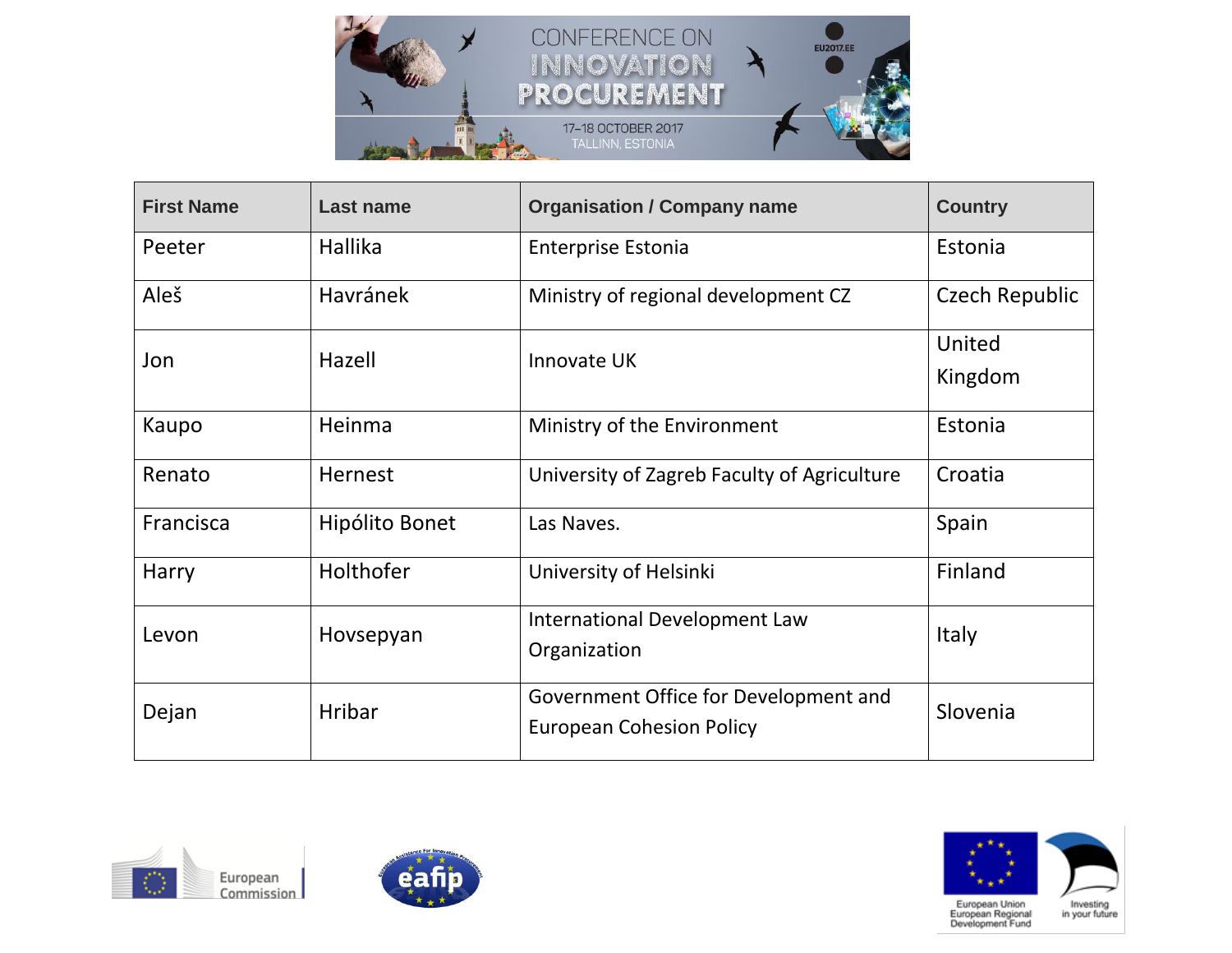| First Name | Last name | Organisation / Company name | Country |
|---|---|---|---|
| Peeter | Hallika | Enterprise Estonia | Estonia |
| Aleš | Havránek | Ministry of regional development CZ | Czech Republic |
| Jon | Hazell | Innovate UK | United Kingdom |
| Kaupo | Heinma | Ministry of the Environment | Estonia |
| Renato | Hernest | University of Zagreb Faculty of Agriculture | Croatia |
| Francisca | Hipólito Bonet | Las Naves. | Spain |
| Harry | Holthofer | University of Helsinki | Finland |
| Levon | Hovsepyan | International Development Law Organization | Italy |
| Dejan | Hribar | Government Office for Development and European Cohesion Policy | Slovenia |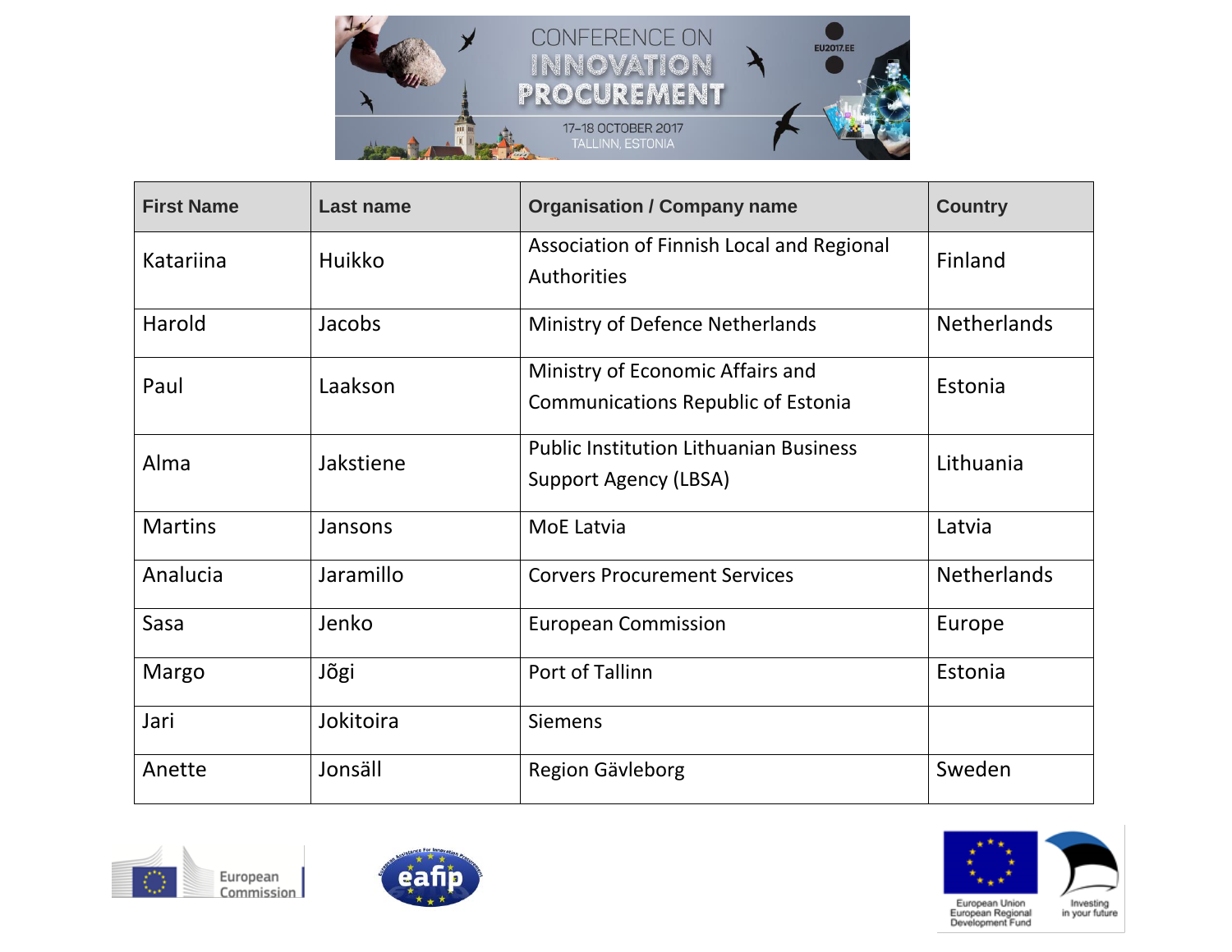| First Name | Last name | Organisation / Company name | Country |
|---|---|---|---|
| Katariina | Huikko | Association of Finnish Local and Regional Authorities | Finland |
| Harold | Jacobs | Ministry of Defence Netherlands | Netherlands |
| Paul | Laakson | Ministry of Economic Affairs and Communications Republic of Estonia | Estonia |
| Alma | Jakstiene | Public Institution Lithuanian Business Support Agency (LBSA) | Lithuania |
| Martins | Jansons | MoE Latvia | Latvia |
| Analucia | Jaramillo | Corvers Procurement Services | Netherlands |
| Sasa | Jenko | European Commission | Europe |
| Margo | Jõgi | Port of Tallinn | Estonia |
| Jari | Jokitoira | Siemens | |
| Anette | Jonsäll | Region Gävleborg | Sweden |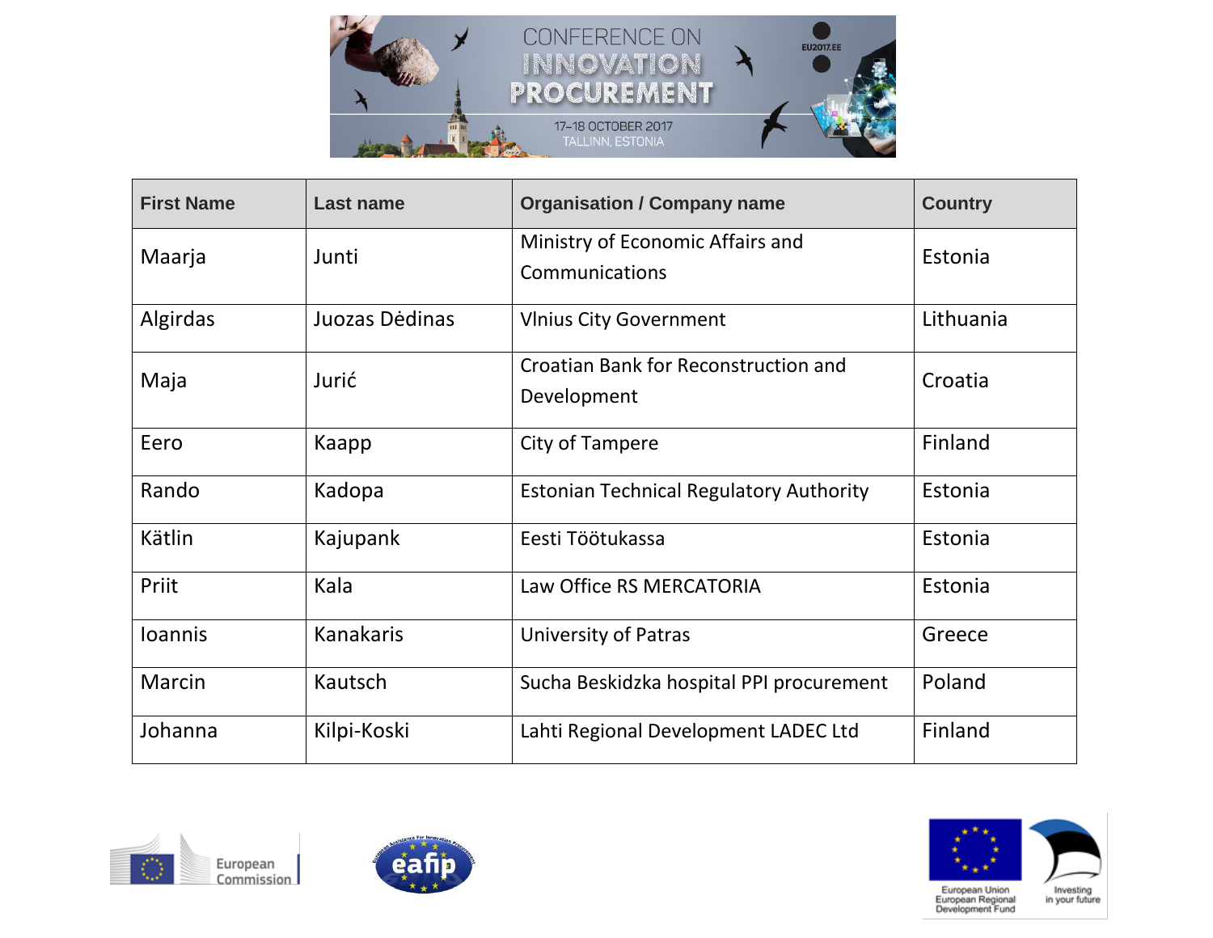| First Name | Last name | Organisation / Company name | Country |
|---|---|---|---|
| Maarja | Junti | Ministry of Economic Affairs and Communications | Estonia |
| Algirdas | Juozas Dėdinas | Vlnius City Government | Lithuania |
| Maja | Jurić | Croatian Bank for Reconstruction and Development | Croatia |
| Eero | Kaapp | City of Tampere | Finland |
| Rando | Kadopa | Estonian Technical Regulatory Authority | Estonia |
| Kätlin | Kajupank | Eesti Töötukassa | Estonia |
| Priit | Kala | Law Office RS MERCATORIA | Estonia |
| Ioannis | Kanakaris | University of Patras | Greece |
| Marcin | Kautsch | Sucha Beskidzka hospital PPI procurement | Poland |
| Johanna | Kilpi-Koski | Lahti Regional Development LADEC Ltd | Finland |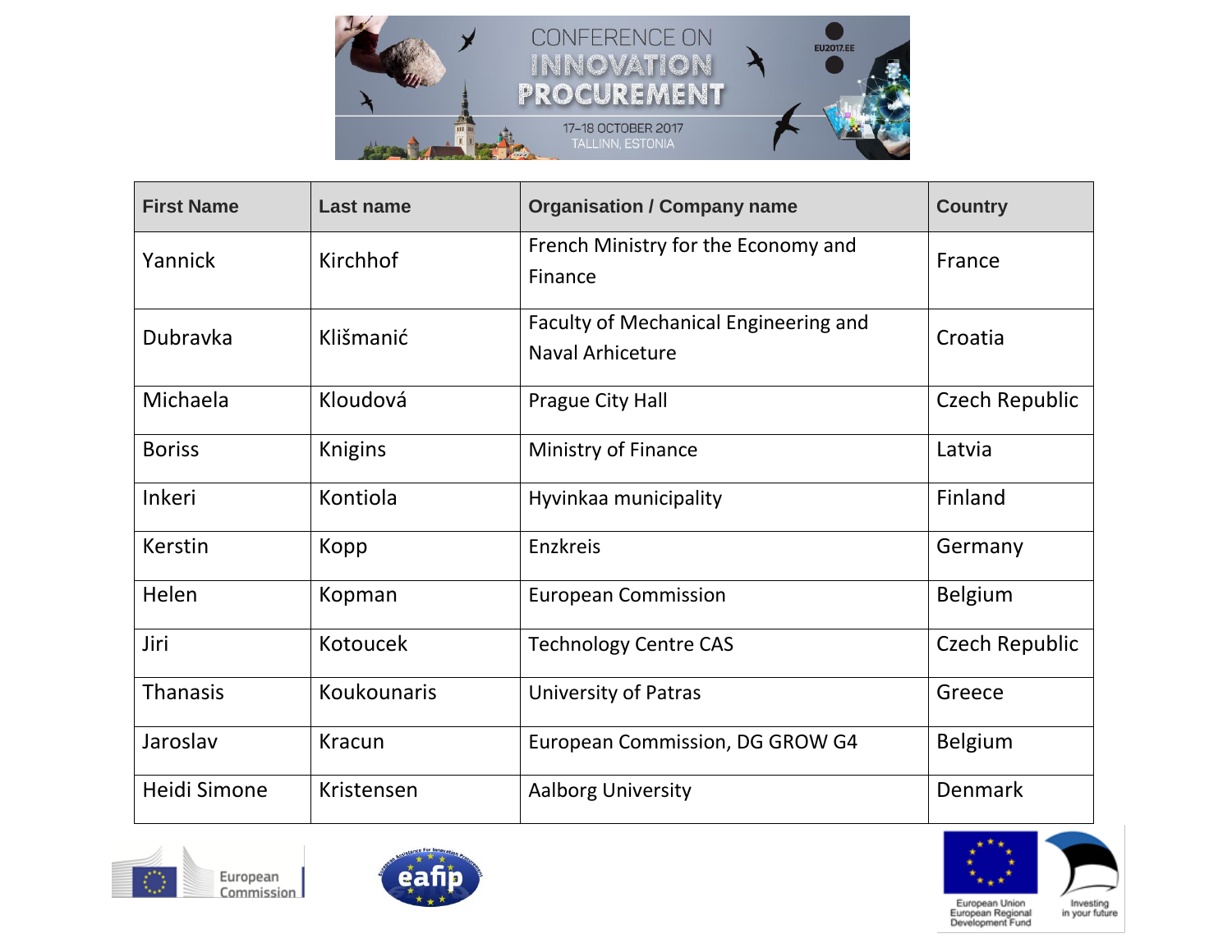| First Name | Last name | Organisation / Company name | Country |
|---|---|---|---|
| Yannick | Kirchhof | French Ministry for the Economy and Finance | France |
| Dubravka | Klišmanić | Faculty of Mechanical Engineering and Naval Arhiceture | Croatia |
| Michaela | Kloudová | Prague City Hall | Czech Republic |
| Boriss | Knigins | Ministry of Finance | Latvia |
| Inkeri | Kontiola | Hyvinkaa municipality | Finland |
| Kerstin | Kopp | Enzkreis | Germany |
| Helen | Kopman | European Commission | Belgium |
| Jiri | Kotoucek | Technology Centre CAS | Czech Republic |
| Thanasis | Koukounaris | University of Patras | Greece |
| Jaroslav | Kracun | European Commission, DG GROW G4 | Belgium |
| Heidi Simone | Kristensen | Aalborg University | Denmark |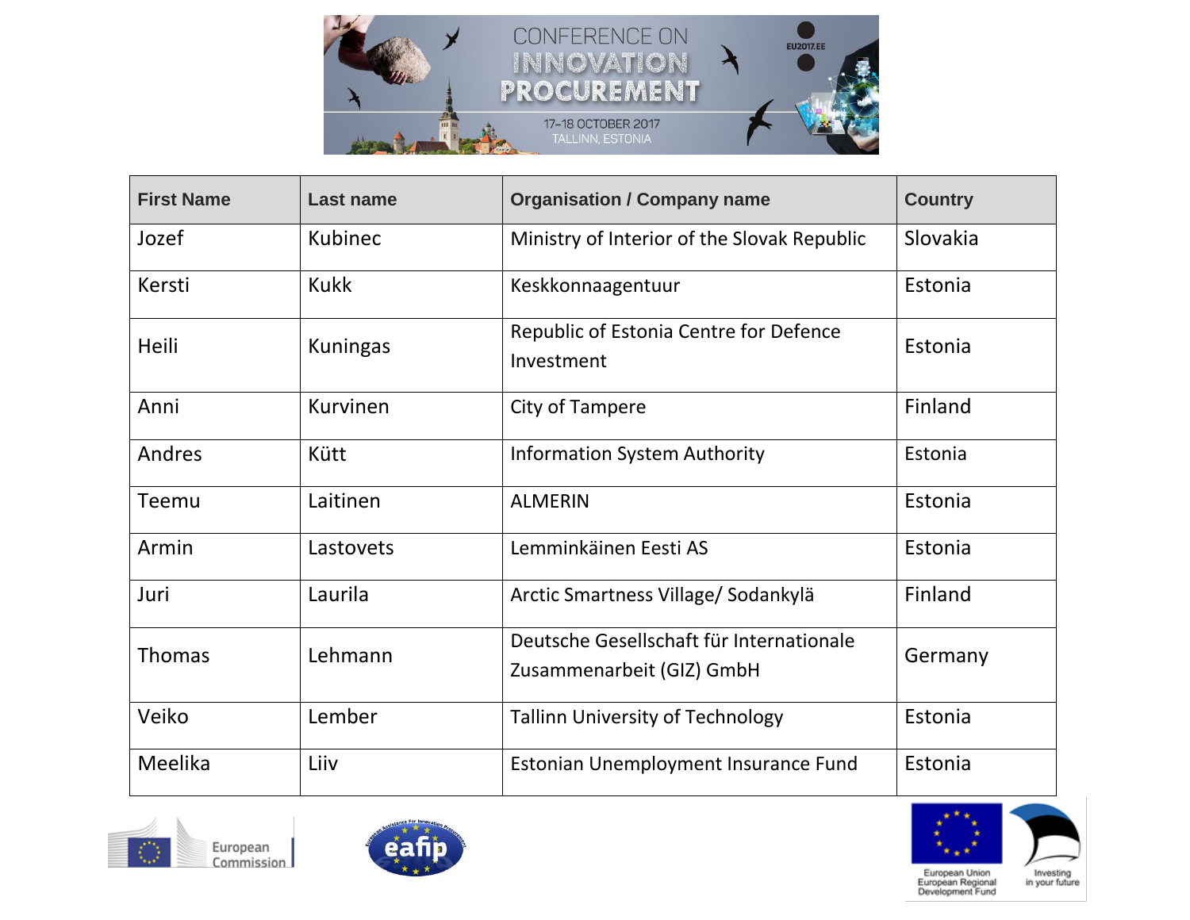| First Name | Last name | Organisation / Company name | Country |
|---|---|---|---|
| Jozef | Kubinec | Ministry of Interior of the Slovak Republic | Slovakia |
| Kersti | Kukk | Keskkonnaagentuur | Estonia |
| Heili | Kuningas | Republic of Estonia Centre for Defence Investment | Estonia |
| Anni | Kurvinen | City of Tampere | Finland |
| Andres | Kütt | Information System Authority | Estonia |
| Teemu | Laitinen | ALMERIN | Estonia |
| Armin | Lastovets | Lemminkäinen Eesti AS | Estonia |
| Juri | Laurila | Arctic Smartness Village/ Sodankylä | Finland |
| Thomas | Lehmann | Deutsche Gesellschaft für Internationale Zusammenarbeit (GIZ) GmbH | Germany |
| Veiko | Lember | Tallinn University of Technology | Estonia |
| Meelika | Liiv | Estonian Unemployment Insurance Fund | Estonia |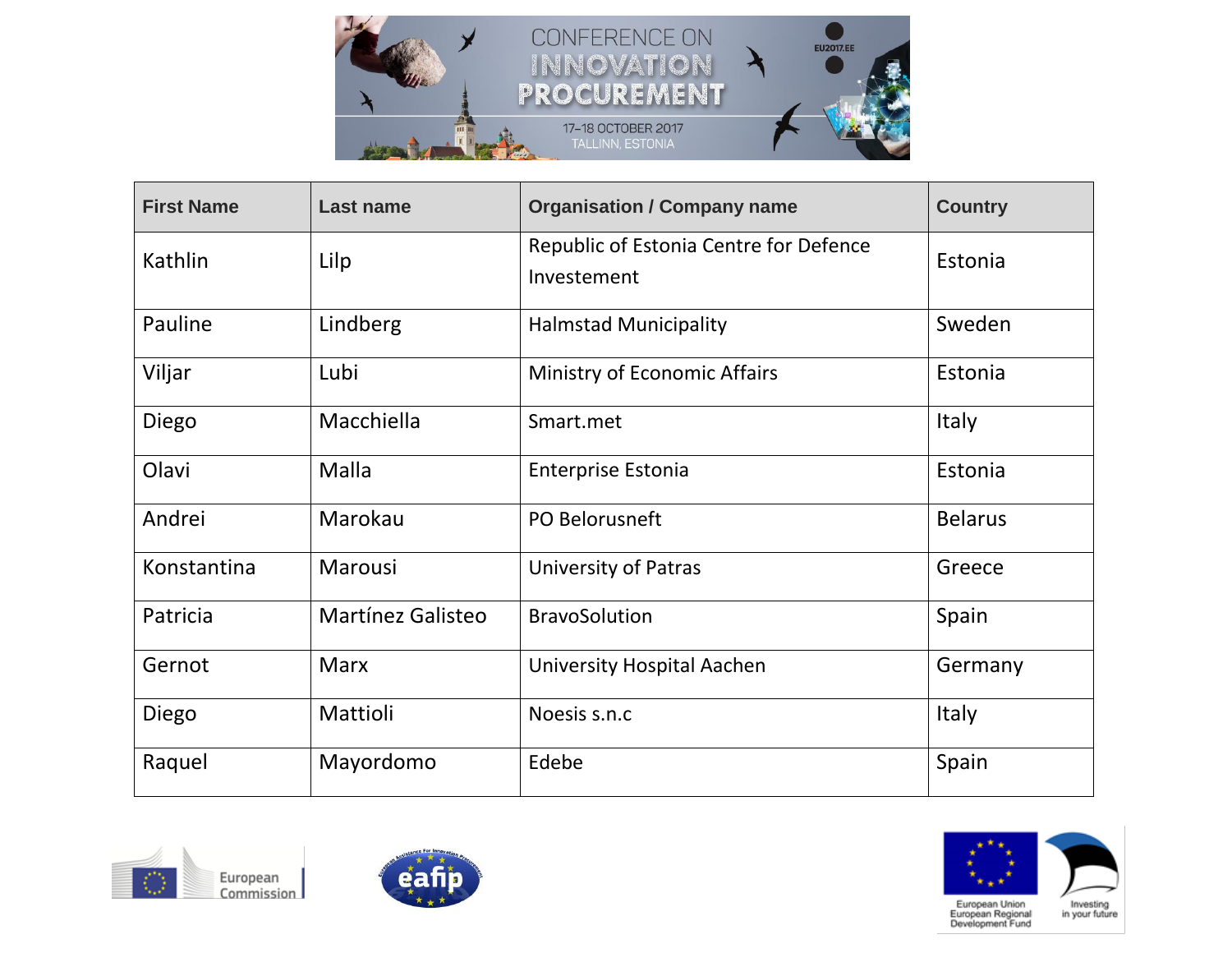| First Name | Last name | Organisation / Company name | Country |
|---|---|---|---|
| Kathlin | Lilp | Republic of Estonia Centre for Defence Investement | Estonia |
| Pauline | Lindberg | Halmstad Municipality | Sweden |
| Viljar | Lubi | Ministry of Economic Affairs | Estonia |
| Diego | Macchiella | Smart.met | Italy |
| Olavi | Malla | Enterprise Estonia | Estonia |
| Andrei | Marokau | PO Belorusneft | Belarus |
| Konstantina | Marousi | University of Patras | Greece |
| Patricia | Martínez Galisteo | BravoSolution | Spain |
| Gernot | Marx | University Hospital Aachen | Germany |
| Diego | Mattioli | Noesis s.n.c | Italy |
| Raquel | Mayordomo | Edebe | Spain |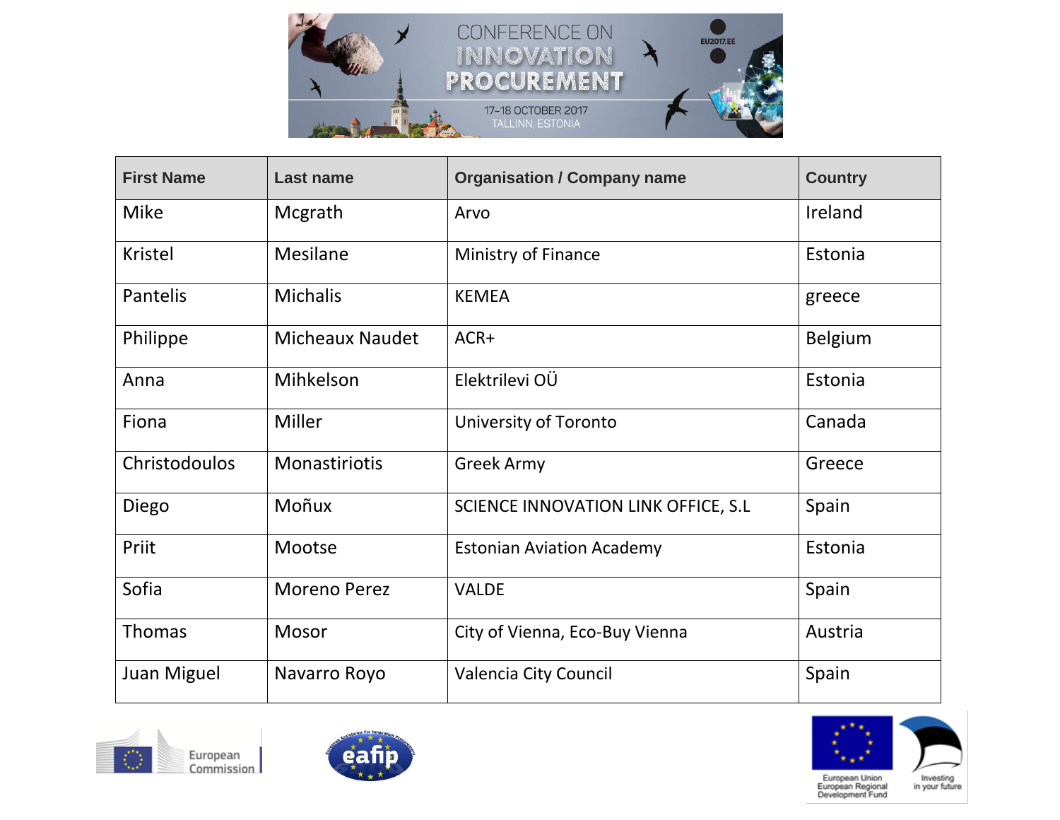| First Name | Last name | Organisation / Company name | Country |
|---|---|---|---|
| Mike | Mcgrath | Arvo | Ireland |
| Kristel | Mesilane | Ministry of Finance | Estonia |
| Pantelis | Michalis | KEMEA | greece |
| Philippe | Micheaux Naudet | ACR+ | Belgium |
| Anna | Mihkelson | Elektrilevi OÜ | Estonia |
| Fiona | Miller | University of Toronto | Canada |
| Christodoulos | Monastiriotis | Greek Army | Greece |
| Diego | Moñux | SCIENCE INNOVATION LINK OFFICE, S.L | Spain |
| Priit | Mootse | Estonian Aviation Academy | Estonia |
| Sofia | Moreno Perez | VALDE | Spain |
| Thomas | Mosor | City of Vienna, Eco-Buy Vienna | Austria |
| Juan Miguel | Navarro Royo | Valencia City Council | Spain |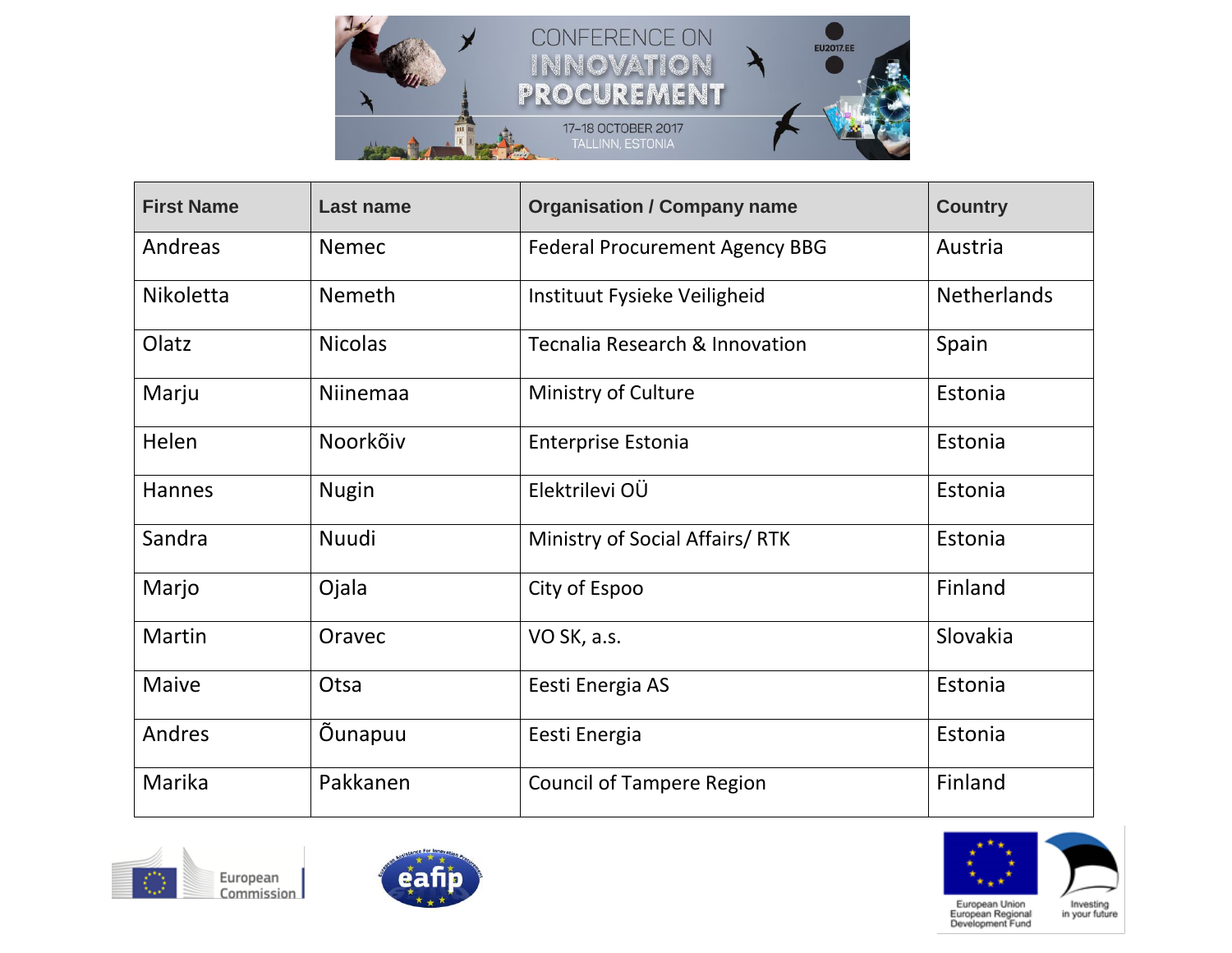| First Name | Last name | Organisation / Company name | Country |
|---|---|---|---|
| Andreas | Nemec | Federal Procurement Agency BBG | Austria |
| Nikoletta | Nemeth | Instituut Fysieke Veiligheid | Netherlands |
| Olatz | Nicolas | Tecnalia Research & Innovation | Spain |
| Marju | Niinemaa | Ministry of Culture | Estonia |
| Helen | Noorkõiv | Enterprise Estonia | Estonia |
| Hannes | Nugin | Elektrilevi OÜ | Estonia |
| Sandra | Nuudi | Ministry of Social Affairs/ RTK | Estonia |
| Marjo | Ojala | City of Espoo | Finland |
| Martin | Oravec | VO SK, a.s. | Slovakia |
| Maive | Otsa | Eesti Energia AS | Estonia |
| Andres | Õunapuu | Eesti Energia | Estonia |
| Marika | Pakkanen | Council of Tampere Region | Finland |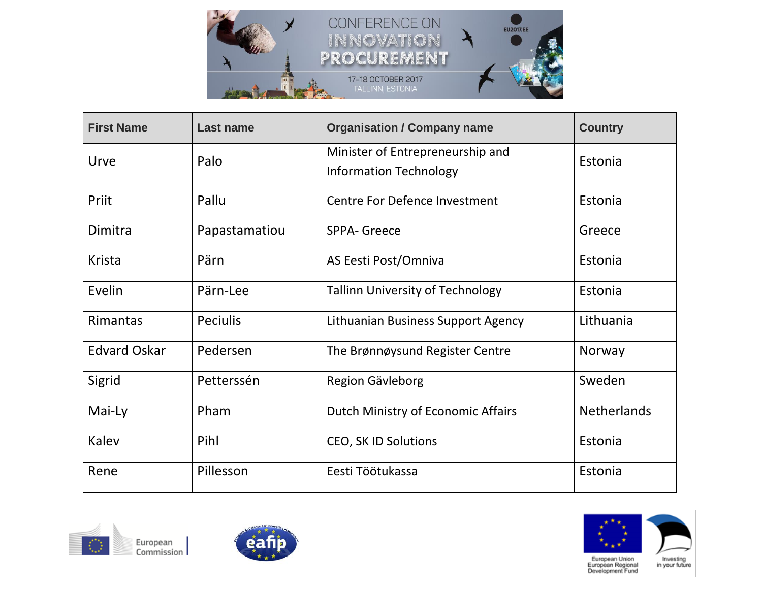| First Name | Last name | Organisation / Company name | Country |
|---|---|---|---|
| Urve | Palo | Minister of Entrepreneurship and Information Technology | Estonia |
| Priit | Pallu | Centre For Defence Investment | Estonia |
| Dimitra | Papastamatiou | SPPA- Greece | Greece |
| Krista | Pärn | AS Eesti Post/Omniva | Estonia |
| Evelin | Pärn-Lee | Tallinn University of Technology | Estonia |
| Rimantas | Peciulis | Lithuanian Business Support Agency | Lithuania |
| Edvard Oskar | Pedersen | The Brønnøysund Register Centre | Norway |
| Sigrid | Peterssén | Region Gävleborg | Sweden |
| Mai-Ly | Pham | Dutch Ministry of Economic Affairs | Netherlands |
| Kalev | Pihl | CEO, SK ID Solutions | Estonia |
| Rene | Pillesson | Eesti Töötukassa | Estonia |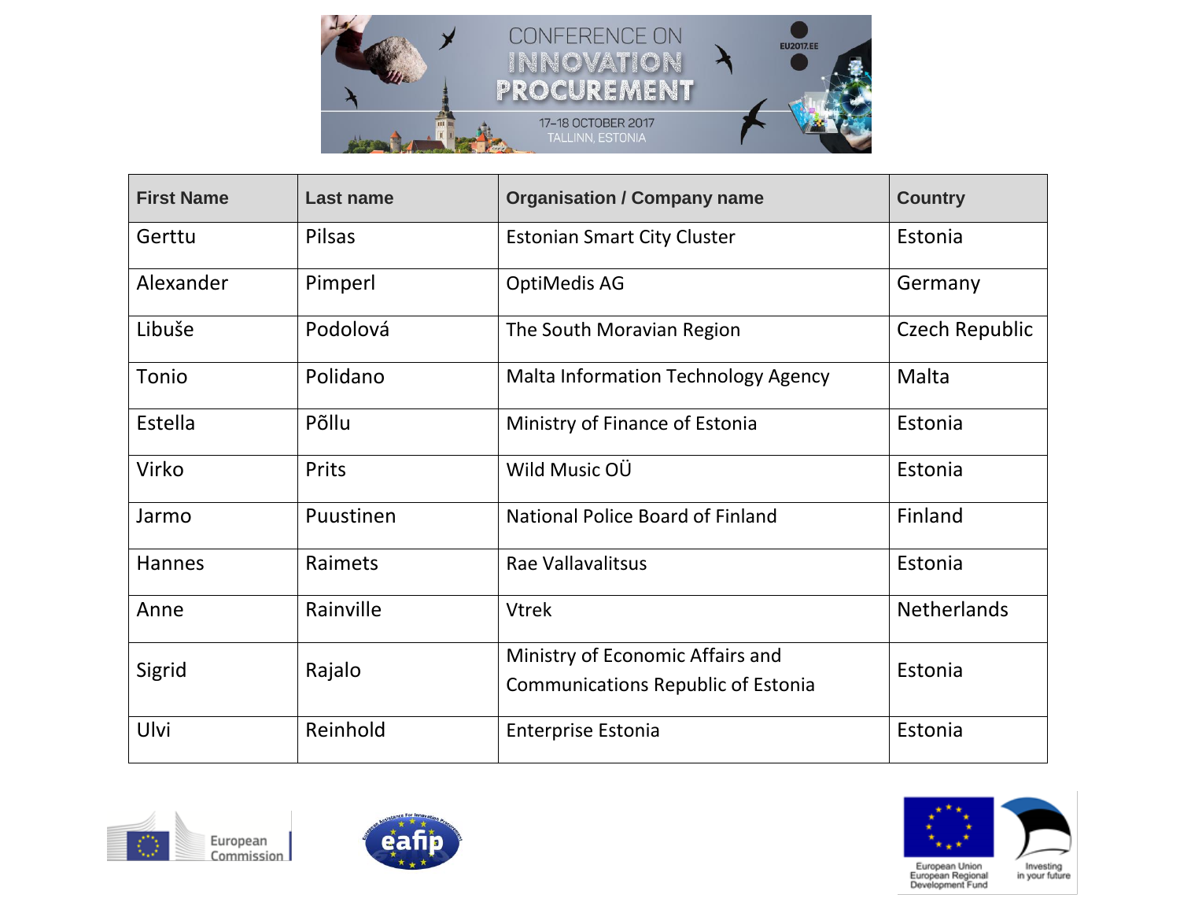| First Name | Last name | Organisation / Company name | Country |
|---|---|---|---|
| Gerttu | Pilsas | Estonian Smart City Cluster | Estonia |
| Alexander | Pimperl | OptiMedis AG | Germany |
| Libuše | Podolová | The South Moravian Region | Czech Republic |
| Tonio | Polidano | Malta Information Technology Agency | Malta |
| Estella | Põllu | Ministry of Finance of Estonia | Estonia |
| Virko | Prits | Wild Music OÜ | Estonia |
| Jarmo | Puustinen | National Police Board of Finland | Finland |
| Hannes | Raimets | Rae Vallavalitsus | Estonia |
| Anne | Rainville | Vtrek | Netherlands |
| Sigrid | Rajalo | Ministry of Economic Affairs and Communications Republic of Estonia | Estonia |
| Ulvi | Reinhold | Enterprise Estonia | Estonia |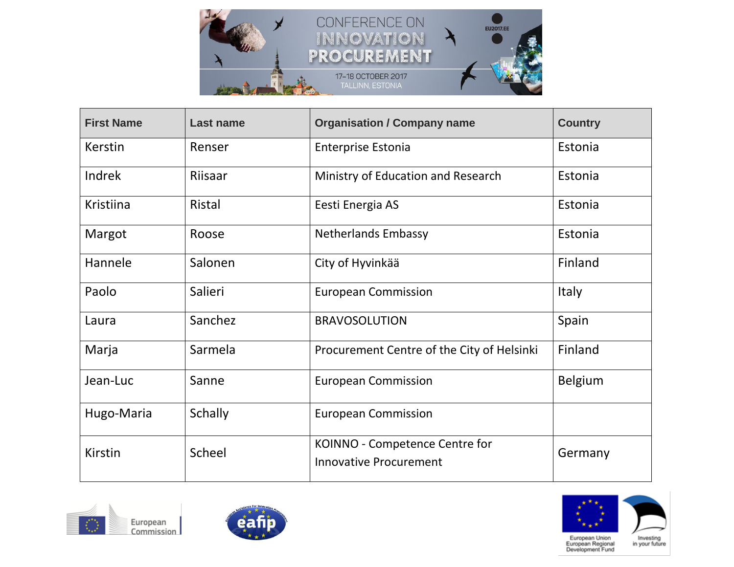| First Name | Last name | Organisation / Company name | Country |
|---|---|---|---|
| Kerstin | Renser | Enterprise Estonia | Estonia |
| Indrek | Riisaar | Ministry of Education and Research | Estonia |
| Kristiina | Ristal | Eesti Energia AS | Estonia |
| Margot | Roose | Netherlands Embassy | Estonia |
| Hannele | Salonen | City of Hyvinkää | Finland |
| Paolo | Salieri | European Commission | Italy |
| Laura | Sanchez | BRAVOSOLUTION | Spain |
| Marja | Sarmela | Procurement Centre of the City of Helsinki | Finland |
| Jean-Luc | Sanne | European Commission | Belgium |
| Hugo-Maria | Schally | European Commission | |
| Kirstin | Scheel | KOINNO - Competence Centre for Innovative Procurement | Germany |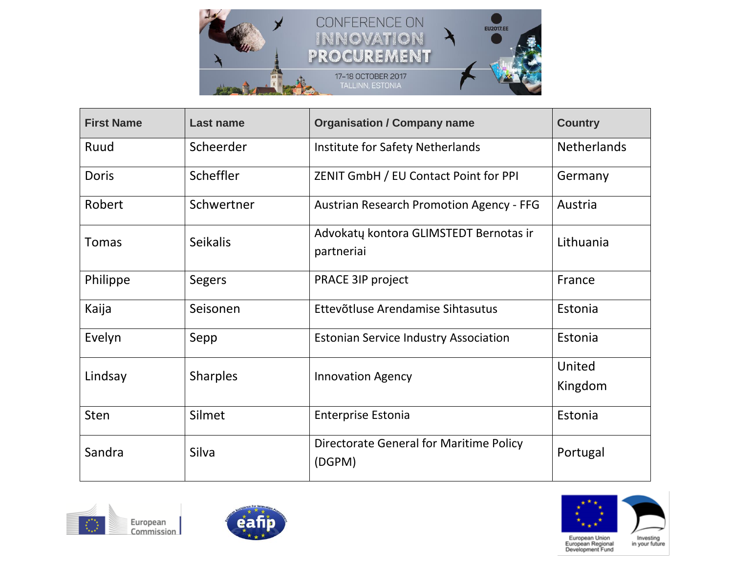| First Name | Last name | Organisation / Company name | Country |
|---|---|---|---|
| Ruud | Scheerder | Institute for Safety Netherlands | Netherlands |
| Doris | Scheffler | ZENIT GmbH / EU Contact Point for PPI | Germany |
| Robert | Schwertner | Austrian Research Promotion Agency - FFG | Austria |
| Tomas | Seikalis | Advokatų kontora GLIMSTEDT Bernotas ir partneriai | Lithuania |
| Philippe | Segers | PRACE 3IP project | France |
| Kaija | Seisonen | Ettevõtluse Arendamise Sihtasutus | Estonia |
| Evelyn | Sepp | Estonian Service Industry Association | Estonia |
| Lindsay | Sharples | Innovation Agency | United Kingdom |
| Sten | Silmet | Enterprise Estonia | Estonia |
| Sandra | Silva | Directorate General for Maritime Policy (DGPM) | Portugal |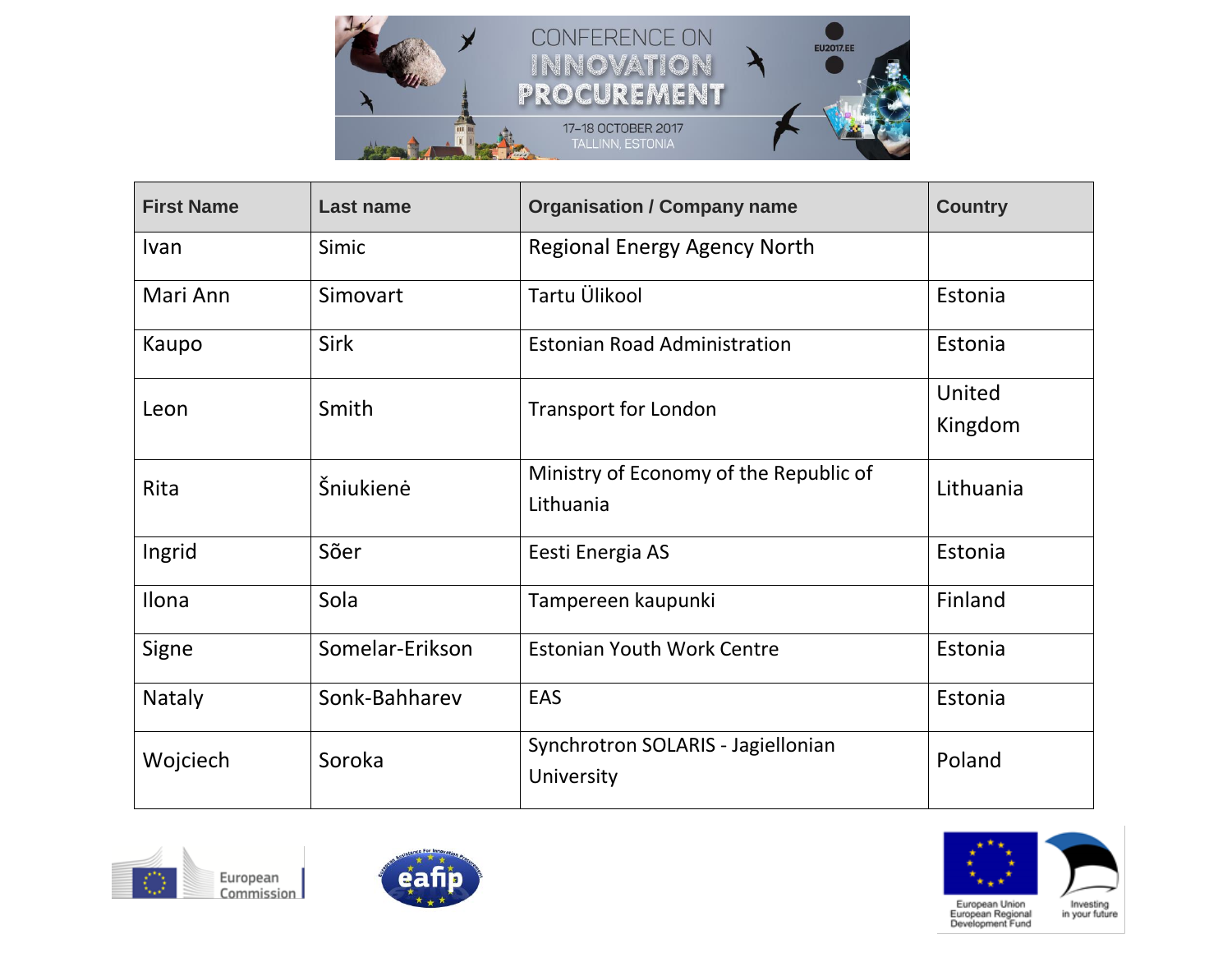| First Name | Last name | Organisation / Company name | Country |
|---|---|---|---|
| Ivan | Simic | Regional Energy Agency North | |
| Mari Ann | Simovart | Tartu Ülikool | Estonia |
| Kaupo | Sirk | Estonian Road Administration | Estonia |
| Leon | Smith | Transport for London | United Kingdom |
| Rita | Šniukienė | Ministry of Economy of the Republic of Lithuania | Lithuania |
| Ingrid | Sõer | Eesti Energia AS | Estonia |
| Ilona | Sola | Tampereen kaupunki | Finland |
| Signe | Somelar-Erikson | Estonian Youth Work Centre | Estonia |
| Nataly | Sonk-Bahharev | EAS | Estonia |
| Wojciech | Soroka | Synchrotron SOLARIS - Jagiellonian University | Poland |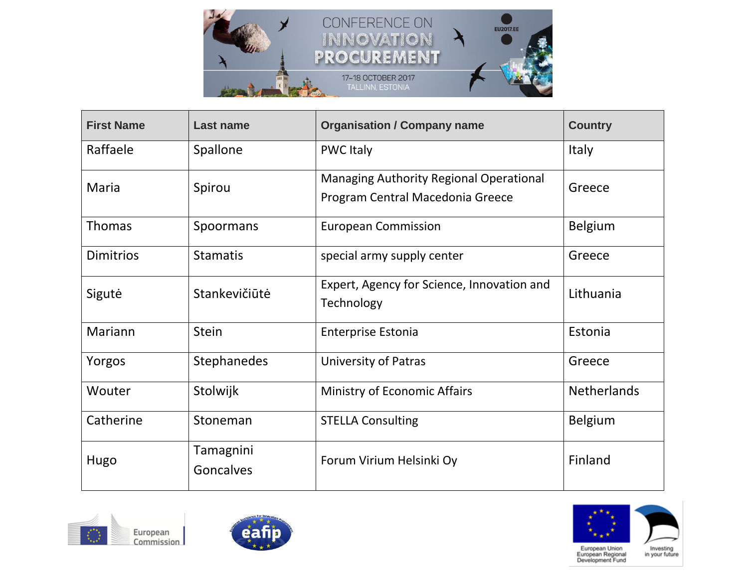| First Name | Last name | Organisation / Company name | Country |
|---|---|---|---|
| Raffaele | Spallone | PWC Italy | Italy |
| Maria | Spirou | Managing Authority Regional Operational Program Central Macedonia Greece | Greece |
| Thomas | Spoormans | European Commission | Belgium |
| Dimitrios | Stamatis | special army supply center | Greece |
| Sigutė | Stankevičiūtė | Expert, Agency for Science, Innovation and Technology | Lithuania |
| Mariann | Stein | Enterprise Estonia | Estonia |
| Yorgos | Stephanedes | University of Patras | Greece |
| Wouter | Stolwijk | Ministry of Economic Affairs | Netherlands |
| Catherine | Stoneman | STELLA Consulting | Belgium |
| Hugo | Tamagnini Goncalves | Forum Virium Helsinki Oy | Finland |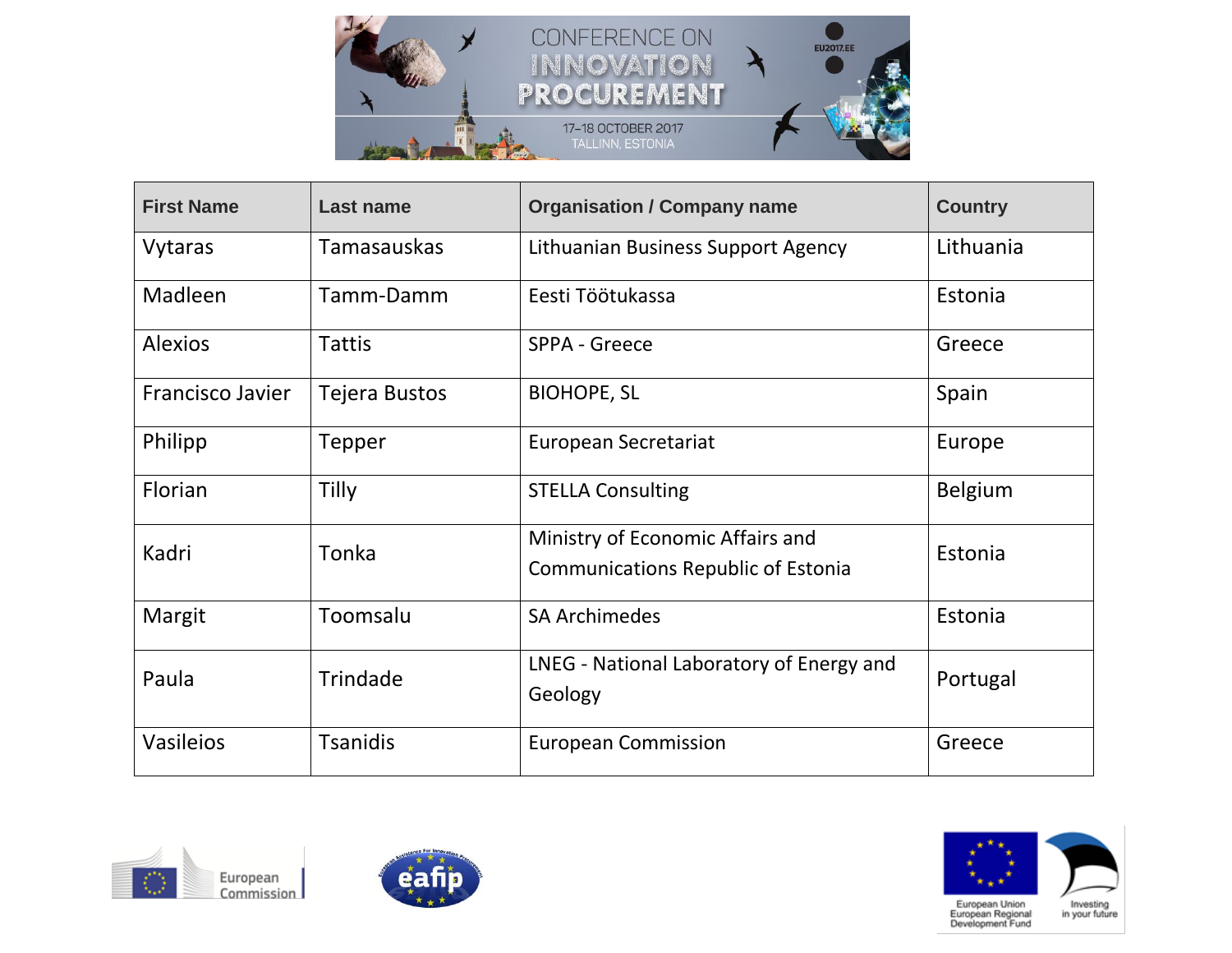| First Name | Last name | Organisation / Company name | Country |
|---|---|---|---|
| Vytaras | Tamasauskas | Lithuanian Business Support Agency | Lithuania |
| Madleen | Tamm-Damm | Eesti Töötukassa | Estonia |
| Alexios | Tattis | SPPA - Greece | Greece |
| Francisco Javier | Tejera Bustos | BIOHOPE, SL | Spain |
| Philipp | Tepper | European Secretariat | Europe |
| Florian | Tilly | STELLA Consulting | Belgium |
| Kadri | Tonka | Ministry of Economic Affairs and Communications Republic of Estonia | Estonia |
| Margit | Toomsalu | SA Archimedes | Estonia |
| Paula | Trindade | LNEG - National Laboratory of Energy and Geology | Portugal |
| Vasileios | Tsanidis | European Commission | Greece |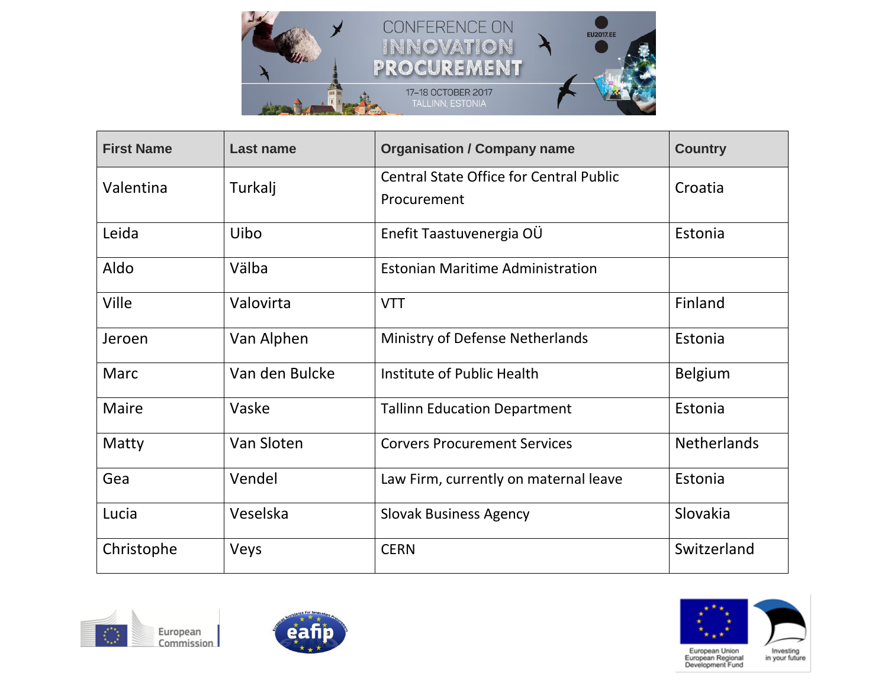| First Name | Last name | Organisation / Company name | Country |
|---|---|---|---|
| Valentina | Turkalj | Central State Office for Central Public Procurement | Croatia |
| Leida | Uibo | Enefit Taastuvenergia OÜ | Estonia |
| Aldo | Välba | Estonian Maritime Administration | |
| Ville | Valovirta | VTT | Finland |
| Jeroen | Van Alphen | Ministry of Defense Netherlands | Estonia |
| Marc | Van den Bulcke | Institute of Public Health | Belgium |
| Maire | Vaske | Tallinn Education Department | Estonia |
| Matty | Van Sloten | Corvers Procurement Services | Netherlands |
| Gea | Vendel | Law Firm, currently on maternal leave | Estonia |
| Lucia | Veselska | Slovak Business Agency | Slovakia |
| Christophe | Veys | CERN | Switzerland |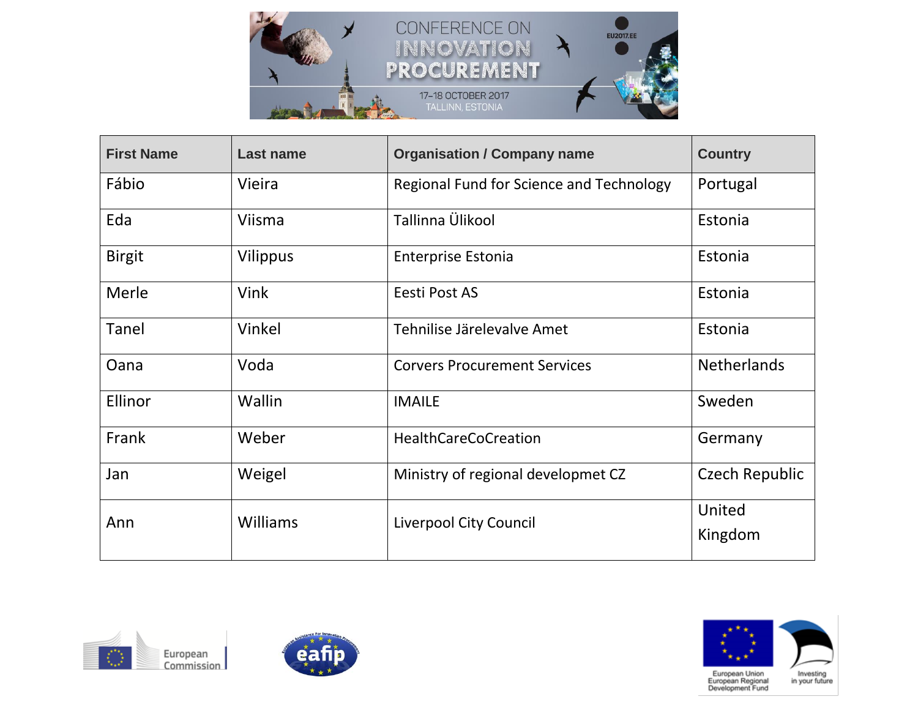| First Name | Last name | Organisation / Company name | Country |
|---|---|---|---|
| Fábio | Vieira | Regional Fund for Science and Technology | Portugal |
| Eda | Viisma | Tallinna Ülikool | Estonia |
| Birgit | Vilippus | Enterprise Estonia | Estonia |
| Merle | Vink | Eesti Post AS | Estonia |
| Tanel | Vinkel | Tehnilise Järelevalve Amet | Estonia |
| Oana | Voda | Corvers Procurement Services | Netherlands |
| Ellinor | Wallin | IMAILE | Sweden |
| Frank | Weber | HealthCareCoCreation | Germany |
| Jan | Weigel | Ministry of regional developmet CZ | Czech Republic |
| Ann | Williams | Liverpool City Council | United Kingdom |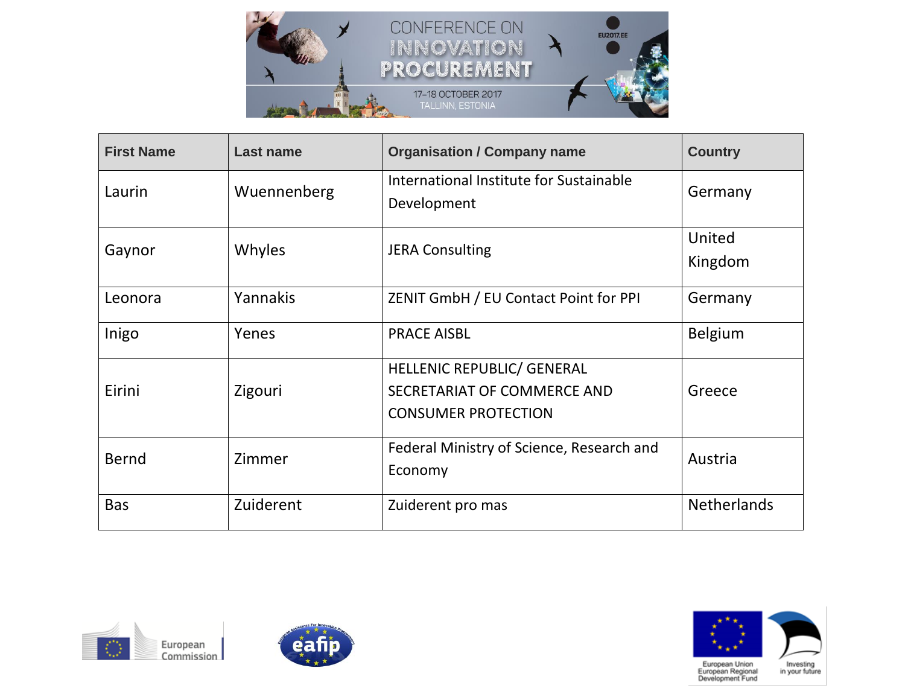| First Name | Last name | Organisation / Company name | Country |
|---|---|---|---|
| Laurin | Wuennenberg | International Institute for Sustainable Development | Germany |
| Gaynor | Whyles | JERA Consulting | United Kingdom |
| Leonora | Yannakis | ZENIT GmbH / EU Contact Point for PPI | Germany |
| Inigo | Yenes | PRACE AISBL | Belgium |
| Eirini | Zigouri | HELLENIC REPUBLIC/ GENERAL SECRETARIAT OF COMMERCE AND CONSUMER PROTECTION | Greece |
| Bernd | Zimmer | Federal Ministry of Science, Research and Economy | Austria |
| Bas | Zuiderent | Zuiderent pro mas | Netherlands |